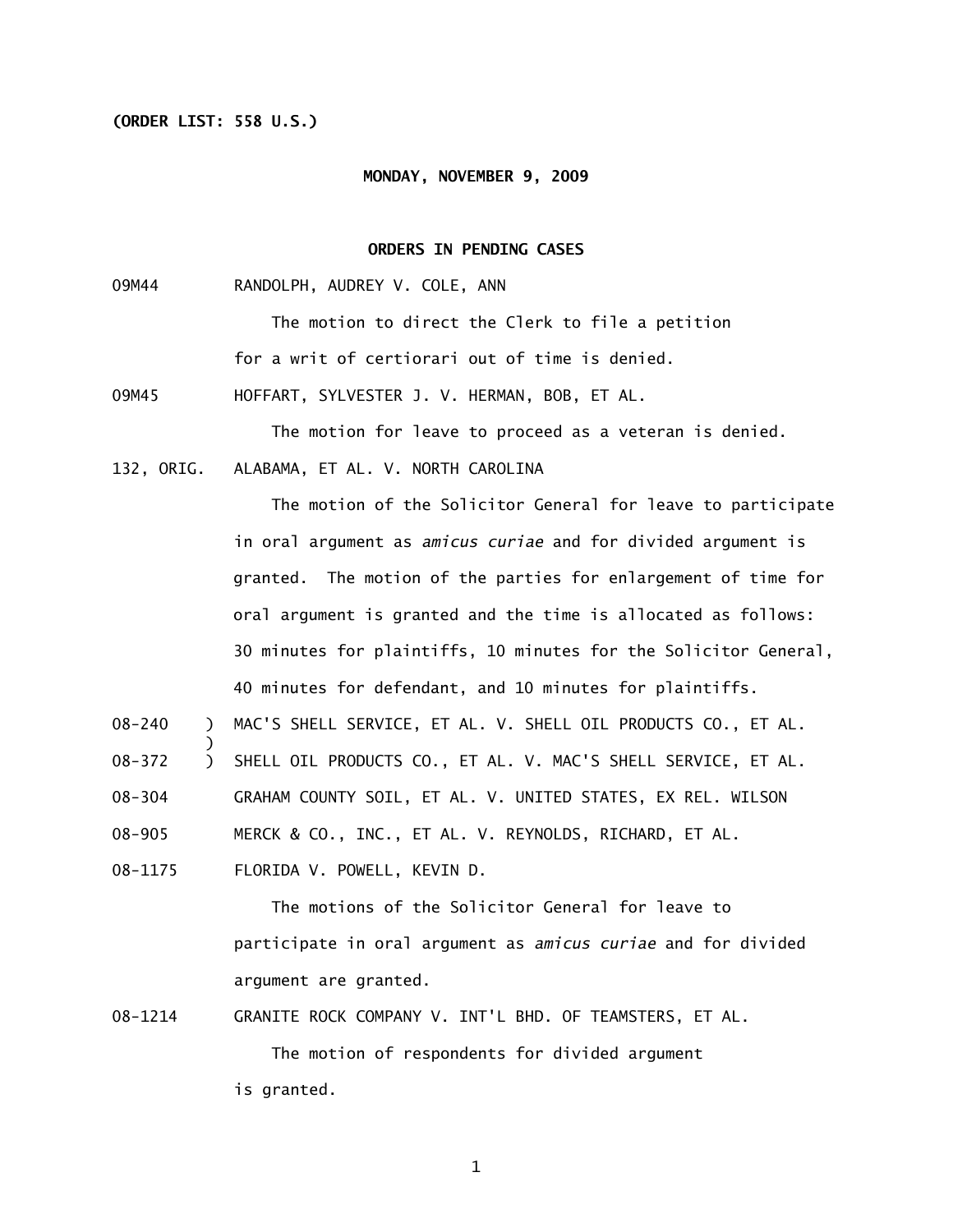**(ORDER LIST: 558 U.S.)**

**MONDAY, NOVEMBER 9, 2009**

**ORDERS IN PENDING CASES**

09M44 RANDOLPH, AUDREY V. COLE, ANN

The motion to direct the Clerk to file a petition for a writ of certiorari out of time is denied.

09M45 HOFFART, SYLVESTER J. V. HERMAN, BOB, ET AL.

The motion for leave to proceed as a veteran is denied.

132, ORIG. ALABAMA, ET AL. V. NORTH CAROLINA

The motion of the Solicitor General for leave to participate in oral argument as *amicus curiae* and for divided argument is granted. The motion of the parties for enlargement of time for oral argument is granted and the time is allocated as follows: 30 minutes for plaintiffs, 10 minutes for the Solicitor General, 40 minutes for defendant, and 10 minutes for plaintiffs.

08-240 ) MAC'S SHELL SERVICE, ET AL. V. SHELL OIL PRODUCTS CO., ET AL.
)
08-372 ) SHELL OIL PRODUCTS CO., ET AL. V. MAC'S SHELL SERVICE, ET AL.

08-304 GRAHAM COUNTY SOIL, ET AL. V. UNITED STATES, EX REL. WILSON

08-905 MERCK & CO., INC., ET AL. V. REYNOLDS, RICHARD, ET AL.

08-1175 FLORIDA V. POWELL, KEVIN D.

The motions of the Solicitor General for leave to participate in oral argument as *amicus curiae* and for divided argument are granted.

08-1214 GRANITE ROCK COMPANY V. INT'L BHD. OF TEAMSTERS, ET AL.

The motion of respondents for divided argument is granted.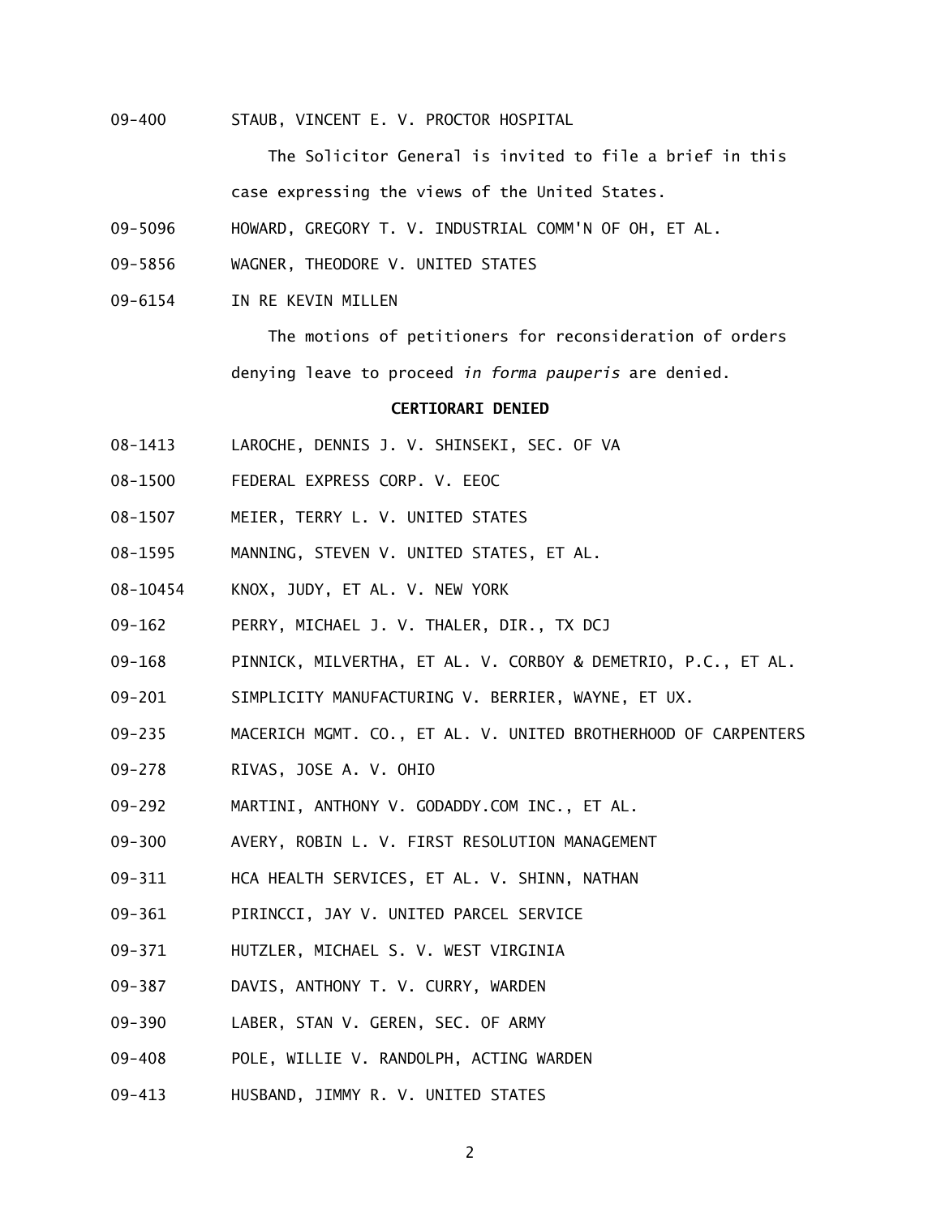09-400 STAUB, VINCENT E. V. PROCTOR HOSPITAL

The Solicitor General is invited to file a brief in this case expressing the views of the United States.

09-5096 HOWARD, GREGORY T. V. INDUSTRIAL COMM'N OF OH, ET AL.

09-5856 WAGNER, THEODORE V. UNITED STATES

09-6154 IN RE KEVIN MILLEN

The motions of petitioners for reconsideration of orders denying leave to proceed *in forma pauperis* are denied.

**CERTIORARI DENIED**

08-1413 LAROCHE, DENNIS J. V. SHINSEKI, SEC. OF VA

08-1500 FEDERAL EXPRESS CORP. V. EEOC

08-1507 MEIER, TERRY L. V. UNITED STATES

08-1595 MANNING, STEVEN V. UNITED STATES, ET AL.

08-10454 KNOX, JUDY, ET AL. V. NEW YORK

09-162 PERRY, MICHAEL J. V. THALER, DIR., TX DCJ

09-168 PINNICK, MILVERTHA, ET AL. V. CORBOY & DEMETRIO, P.C., ET AL.

09-201 SIMPLICITY MANUFACTURING V. BERRIER, WAYNE, ET UX.

09-235 MACERICH MGMT. CO., ET AL. V. UNITED BROTHERHOOD OF CARPENTERS

09-278 RIVAS, JOSE A. V. OHIO

09-292 MARTINI, ANTHONY V. GODADDY.COM INC., ET AL.

09-300 AVERY, ROBIN L. V. FIRST RESOLUTION MANAGEMENT

09-311 HCA HEALTH SERVICES, ET AL. V. SHINN, NATHAN

09-361 PIRINCCI, JAY V. UNITED PARCEL SERVICE

09-371 HUTZLER, MICHAEL S. V. WEST VIRGINIA

09-387 DAVIS, ANTHONY T. V. CURRY, WARDEN

09-390 LABER, STAN V. GEREN, SEC. OF ARMY

09-408 POLE, WILLIE V. RANDOLPH, ACTING WARDEN

09-413 HUSBAND, JIMMY R. V. UNITED STATES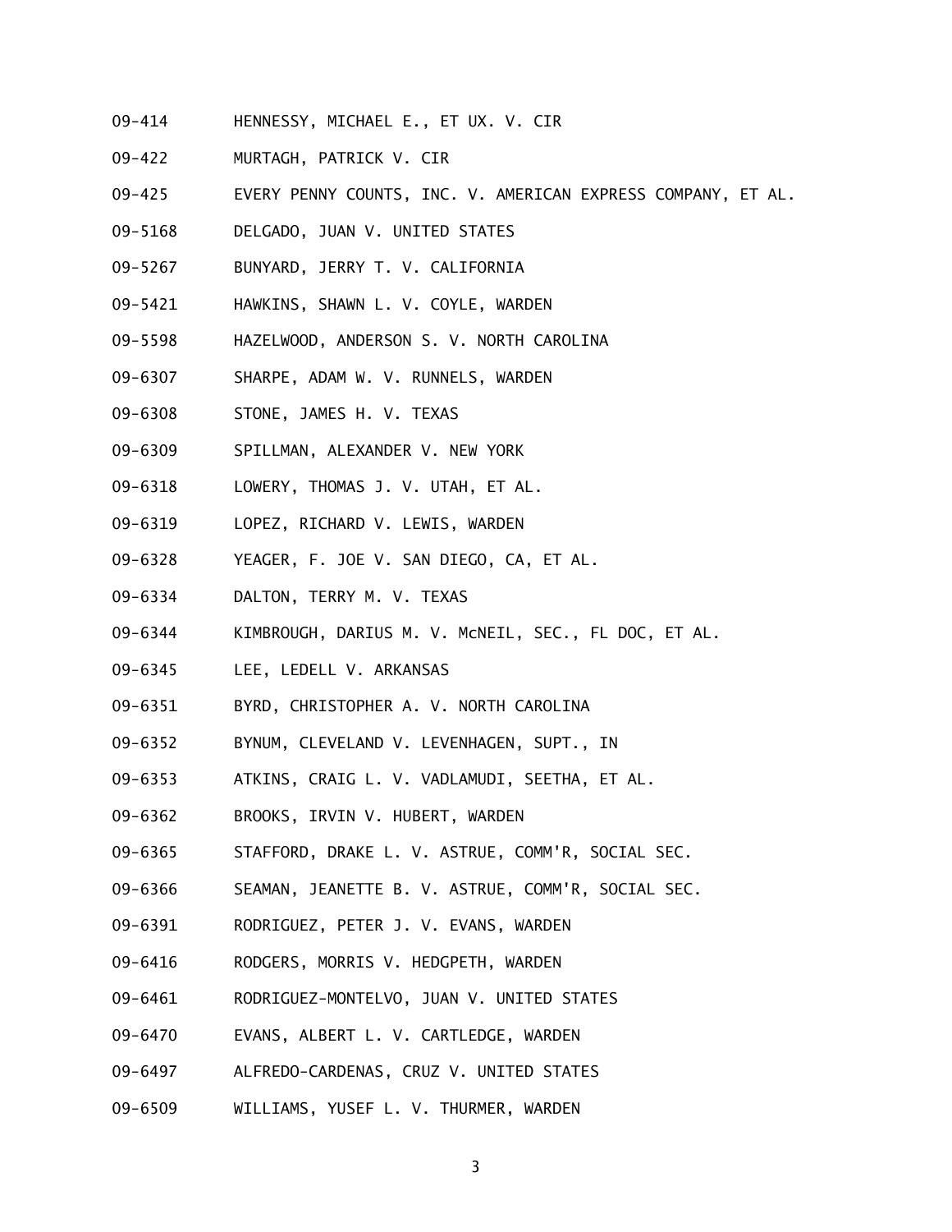09-414 HENNESSY, MICHAEL E., ET UX. V. CIR

09-422 MURTAGH, PATRICK V. CIR

09-425 EVERY PENNY COUNTS, INC. V. AMERICAN EXPRESS COMPANY, ET AL.

09-5168 DELGADO, JUAN V. UNITED STATES

09-5267 BUNYARD, JERRY T. V. CALIFORNIA

09-5421 HAWKINS, SHAWN L. V. COYLE, WARDEN

09-5598 HAZELWOOD, ANDERSON S. V. NORTH CAROLINA

09-6307 SHARPE, ADAM W. V. RUNNELS, WARDEN

09-6308 STONE, JAMES H. V. TEXAS

09-6309 SPILLMAN, ALEXANDER V. NEW YORK

09-6318 LOWERY, THOMAS J. V. UTAH, ET AL.

09-6319 LOPEZ, RICHARD V. LEWIS, WARDEN

09-6328 YEAGER, F. JOE V. SAN DIEGO, CA, ET AL.

09-6334 DALTON, TERRY M. V. TEXAS

09-6344 KIMBROUGH, DARIUS M. V. McNEIL, SEC., FL DOC, ET AL.

09-6345 LEE, LEDELL V. ARKANSAS

09-6351 BYRD, CHRISTOPHER A. V. NORTH CAROLINA

09-6352 BYNUM, CLEVELAND V. LEVENHAGEN, SUPT., IN

09-6353 ATKINS, CRAIG L. V. VADLAMUDI, SEETHA, ET AL.

09-6362 BROOKS, IRVIN V. HUBERT, WARDEN

09-6365 STAFFORD, DRAKE L. V. ASTRUE, COMM'R, SOCIAL SEC.

09-6366 SEAMAN, JEANETTE B. V. ASTRUE, COMM'R, SOCIAL SEC.

09-6391 RODRIGUEZ, PETER J. V. EVANS, WARDEN

09-6416 RODGERS, MORRIS V. HEDGPETH, WARDEN

09-6461 RODRIGUEZ-MONTELVO, JUAN V. UNITED STATES

09-6470 EVANS, ALBERT L. V. CARTLEDGE, WARDEN

09-6497 ALFREDO-CARDENAS, CRUZ V. UNITED STATES

09-6509 WILLIAMS, YUSEF L. V. THURMER, WARDEN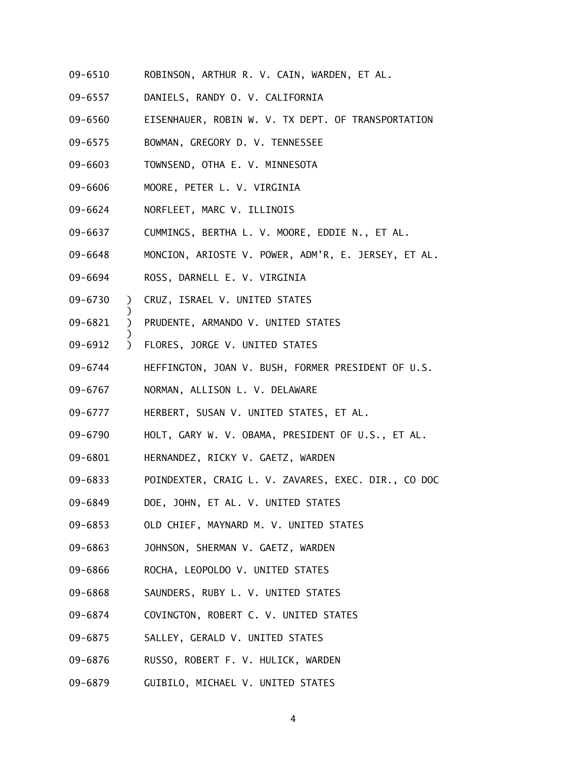09-6510 ROBINSON, ARTHUR R. V. CAIN, WARDEN, ET AL.

09-6557 DANIELS, RANDY O. V. CALIFORNIA

09-6560 EISENHAUER, ROBIN W. V. TX DEPT. OF TRANSPORTATION

09-6575 BOWMAN, GREGORY D. V. TENNESSEE

09-6603 TOWNSEND, OTHA E. V. MINNESOTA

09-6606 MOORE, PETER L. V. VIRGINIA

09-6624 NORFLEET, MARC V. ILLINOIS

09-6637 CUMMINGS, BERTHA L. V. MOORE, EDDIE N., ET AL.

09-6648 MONCION, ARIOSTE V. POWER, ADM'R, E. JERSEY, ET AL.

09-6694 ROSS, DARNELL E. V. VIRGINIA

09-6730 ) CRUZ, ISRAEL V. UNITED STATES
)
09-6821 ) PRUDENTE, ARMANDO V. UNITED STATES
)
09-6912 ) FLORES, JORGE V. UNITED STATES

09-6744 HEFFINGTON, JOAN V. BUSH, FORMER PRESIDENT OF U.S.

09-6767 NORMAN, ALLISON L. V. DELAWARE

09-6777 HERBERT, SUSAN V. UNITED STATES, ET AL.

09-6790 HOLT, GARY W. V. OBAMA, PRESIDENT OF U.S., ET AL.

09-6801 HERNANDEZ, RICKY V. GAETZ, WARDEN

09-6833 POINDEXTER, CRAIG L. V. ZAVARES, EXEC. DIR., CO DOC

09-6849 DOE, JOHN, ET AL. V. UNITED STATES

09-6853 OLD CHIEF, MAYNARD M. V. UNITED STATES

09-6863 JOHNSON, SHERMAN V. GAETZ, WARDEN

09-6866 ROCHA, LEOPOLDO V. UNITED STATES

09-6868 SAUNDERS, RUBY L. V. UNITED STATES

09-6874 COVINGTON, ROBERT C. V. UNITED STATES

09-6875 SALLEY, GERALD V. UNITED STATES

09-6876 RUSSO, ROBERT F. V. HULICK, WARDEN

09-6879 GUIBILO, MICHAEL V. UNITED STATES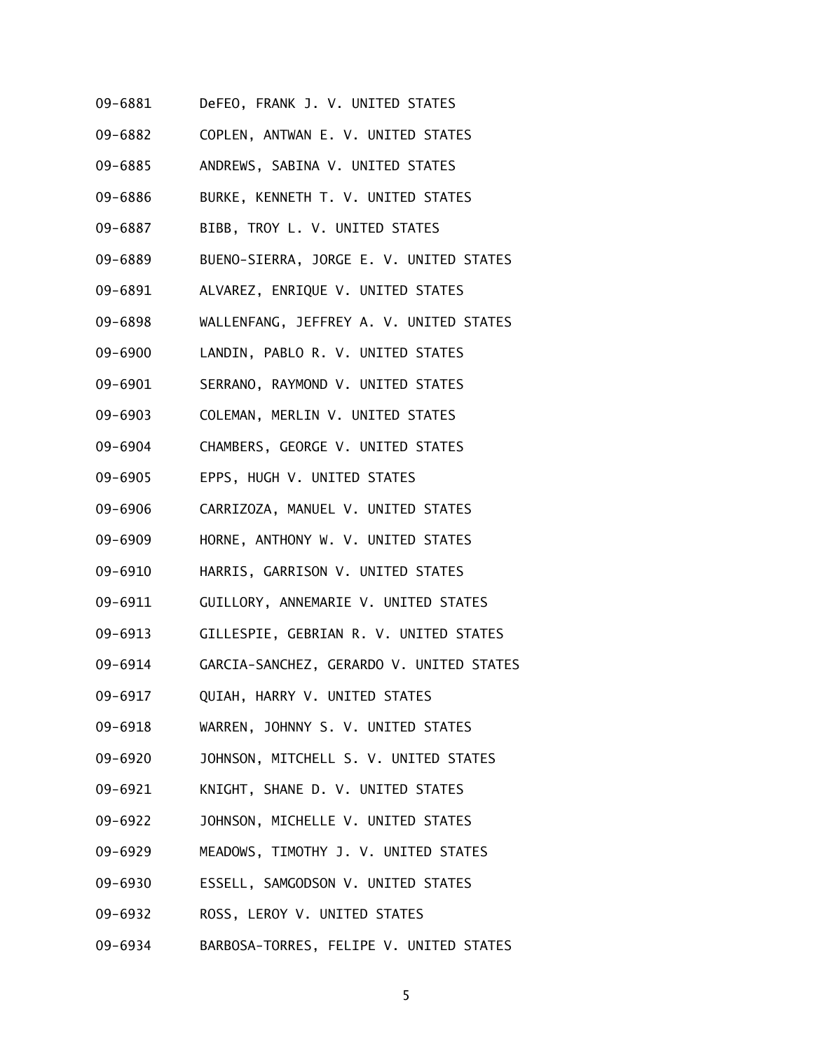09-6881 DeFEO, FRANK J. V. UNITED STATES

09-6882 COPLEN, ANTWAN E. V. UNITED STATES

09-6885 ANDREWS, SABINA V. UNITED STATES

09-6886 BURKE, KENNETH T. V. UNITED STATES

09-6887 BIBB, TROY L. V. UNITED STATES

09-6889 BUENO-SIERRA, JORGE E. V. UNITED STATES

09-6891 ALVAREZ, ENRIQUE V. UNITED STATES

09-6898 WALLENFANG, JEFFREY A. V. UNITED STATES

09-6900 LANDIN, PABLO R. V. UNITED STATES

09-6901 SERRANO, RAYMOND V. UNITED STATES

09-6903 COLEMAN, MERLIN V. UNITED STATES

09-6904 CHAMBERS, GEORGE V. UNITED STATES

09-6905 EPPS, HUGH V. UNITED STATES

09-6906 CARRIZOZA, MANUEL V. UNITED STATES

09-6909 HORNE, ANTHONY W. V. UNITED STATES

09-6910 HARRIS, GARRISON V. UNITED STATES

09-6911 GUILLORY, ANNEMARIE V. UNITED STATES

09-6913 GILLESPIE, GEBRIAN R. V. UNITED STATES

09-6914 GARCIA-SANCHEZ, GERARDO V. UNITED STATES

09-6917 QUIAH, HARRY V. UNITED STATES

09-6918 WARREN, JOHNNY S. V. UNITED STATES

09-6920 JOHNSON, MITCHELL S. V. UNITED STATES

09-6921 KNIGHT, SHANE D. V. UNITED STATES

09-6922 JOHNSON, MICHELLE V. UNITED STATES

09-6929 MEADOWS, TIMOTHY J. V. UNITED STATES

09-6930 ESSELL, SAMGODSON V. UNITED STATES

09-6932 ROSS, LEROY V. UNITED STATES

09-6934 BARBOSA-TORRES, FELIPE V. UNITED STATES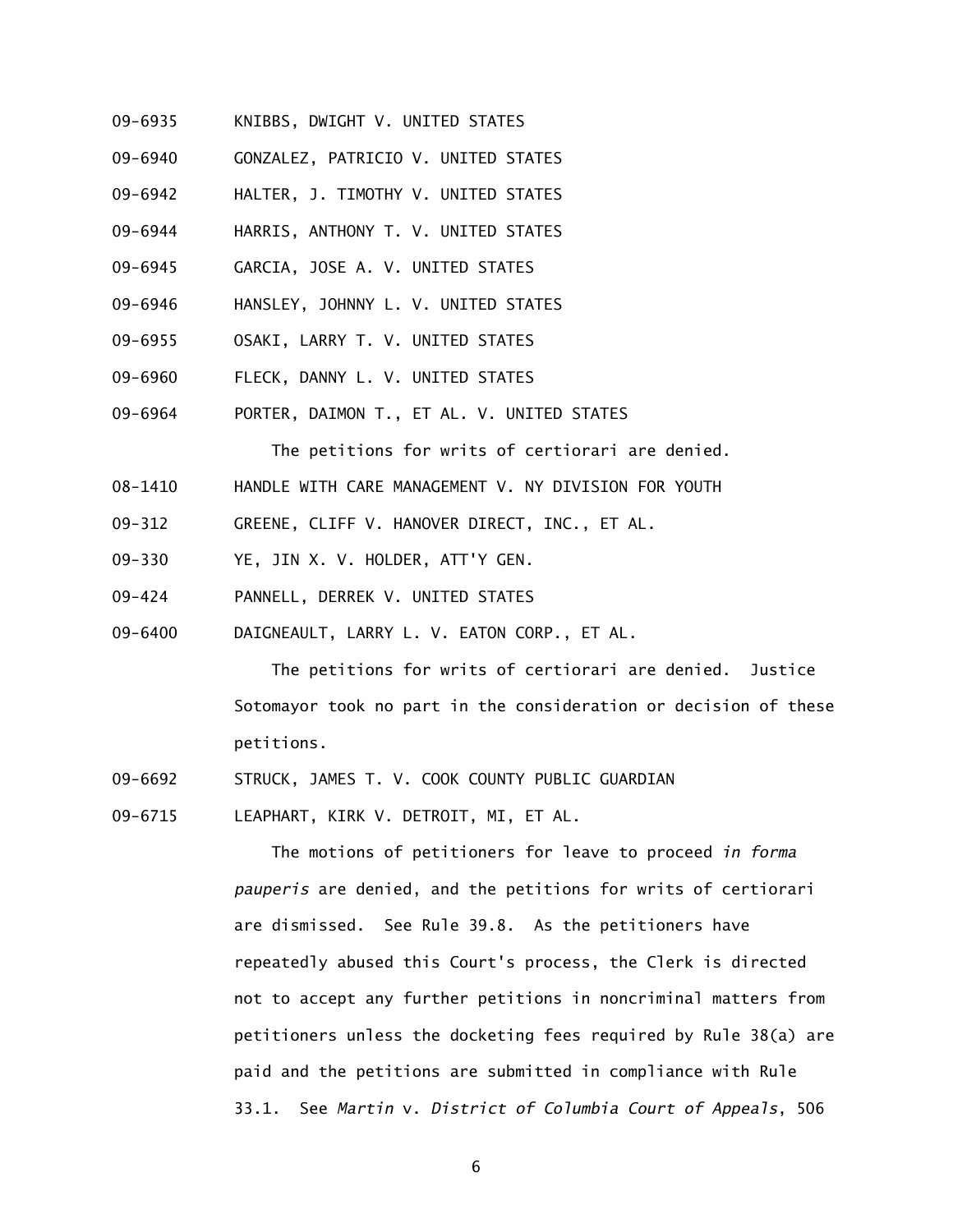09-6935 KNIBBS, DWIGHT V. UNITED STATES

09-6940 GONZALEZ, PATRICIO V. UNITED STATES

09-6942 HALTER, J. TIMOTHY V. UNITED STATES

09-6944 HARRIS, ANTHONY T. V. UNITED STATES

09-6945 GARCIA, JOSE A. V. UNITED STATES

09-6946 HANSLEY, JOHNNY L. V. UNITED STATES

09-6955 OSAKI, LARRY T. V. UNITED STATES

09-6960 FLECK, DANNY L. V. UNITED STATES

09-6964 PORTER, DAIMON T., ET AL. V. UNITED STATES

The petitions for writs of certiorari are denied.

08-1410 HANDLE WITH CARE MANAGEMENT V. NY DIVISION FOR YOUTH

09-312 GREENE, CLIFF V. HANOVER DIRECT, INC., ET AL.

09-330 YE, JIN X. V. HOLDER, ATT'Y GEN.

09-424 PANNELL, DERREK V. UNITED STATES

09-6400 DAIGNEAULT, LARRY L. V. EATON CORP., ET AL.

The petitions for writs of certiorari are denied. Justice Sotomayor took no part in the consideration or decision of these petitions.

09-6692 STRUCK, JAMES T. V. COOK COUNTY PUBLIC GUARDIAN

09-6715 LEAPHART, KIRK V. DETROIT, MI, ET AL.

The motions of petitioners for leave to proceed *in forma pauperis* are denied, and the petitions for writs of certiorari are dismissed. See Rule 39.8. As the petitioners have repeatedly abused this Court's process, the Clerk is directed not to accept any further petitions in noncriminal matters from petitioners unless the docketing fees required by Rule 38(a) are paid and the petitions are submitted in compliance with Rule 33.1. See *Martin* v. *District of Columbia Court of Appeals*, 506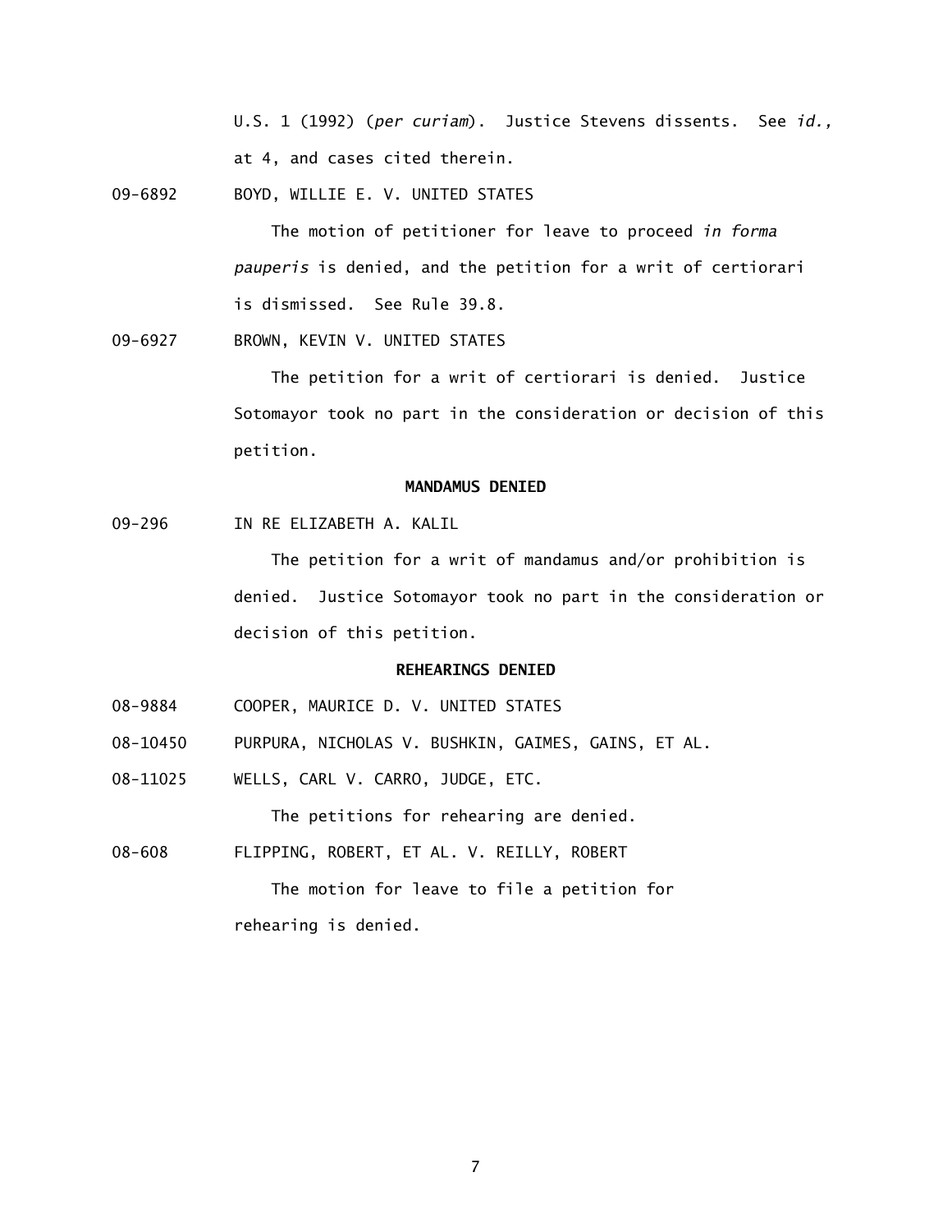U.S. 1 (1992) (*per curiam*). Justice Stevens dissents. See *id.*, at 4, and cases cited therein.

09-6892 BOYD, WILLIE E. V. UNITED STATES

The motion of petitioner for leave to proceed *in forma pauperis* is denied, and the petition for a writ of certiorari is dismissed. See Rule 39.8.

09-6927 BROWN, KEVIN V. UNITED STATES

The petition for a writ of certiorari is denied. Justice Sotomayor took no part in the consideration or decision of this petition.

**MANDAMUS DENIED**

09-296 IN RE ELIZABETH A. KALIL

The petition for a writ of mandamus and/or prohibition is denied. Justice Sotomayor took no part in the consideration or decision of this petition.

**REHEARINGS DENIED**

08-9884 COOPER, MAURICE D. V. UNITED STATES

08-10450 PURPURA, NICHOLAS V. BUSHKIN, GAIMES, GAINS, ET AL.

08-11025 WELLS, CARL V. CARRO, JUDGE, ETC.

The petitions for rehearing are denied.

08-608 FLIPPING, ROBERT, ET AL. V. REILLY, ROBERT

The motion for leave to file a petition for rehearing is denied.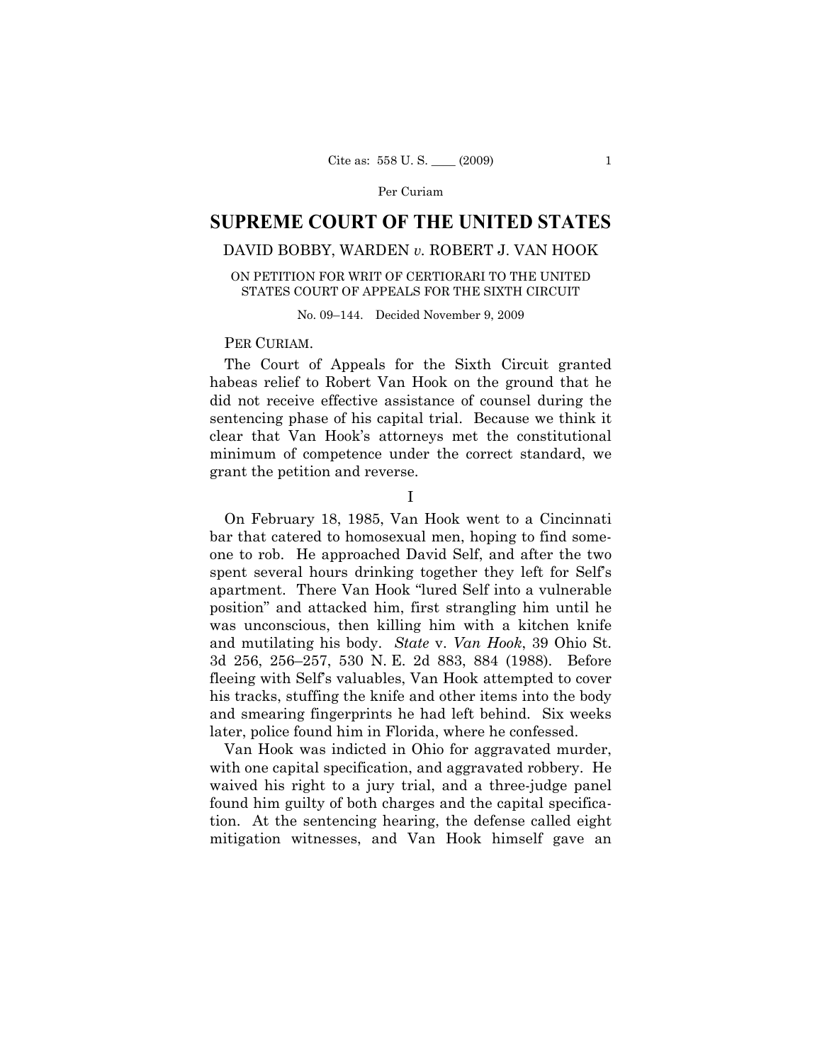SUPREME COURT OF THE UNITED STATES

DAVID BOBBY, WARDEN *v.* ROBERT J. VAN HOOK

ON PETITION FOR WRIT OF CERTIORARI TO THE UNITED STATES COURT OF APPEALS FOR THE SIXTH CIRCUIT

No. 09–144. Decided November 9, 2009

PER CURIAM.

The Court of Appeals for the Sixth Circuit granted habeas relief to Robert Van Hook on the ground that he did not receive effective assistance of counsel during the sentencing phase of his capital trial. Because we think it clear that Van Hook's attorneys met the constitutional minimum of competence under the correct standard, we grant the petition and reverse.

I

On February 18, 1985, Van Hook went to a Cincinnati bar that catered to homosexual men, hoping to find someone to rob. He approached David Self, and after the two spent several hours drinking together they left for Self's apartment. There Van Hook "lured Self into a vulnerable position" and attacked him, first strangling him until he was unconscious, then killing him with a kitchen knife and mutilating his body. *State* v. *Van Hook*, 39 Ohio St. 3d 256, 256–257, 530 N. E. 2d 883, 884 (1988). Before fleeing with Self's valuables, Van Hook attempted to cover his tracks, stuffing the knife and other items into the body and smearing fingerprints he had left behind. Six weeks later, police found him in Florida, where he confessed.

Van Hook was indicted in Ohio for aggravated murder, with one capital specification, and aggravated robbery. He waived his right to a jury trial, and a three-judge panel found him guilty of both charges and the capital specification. At the sentencing hearing, the defense called eight mitigation witnesses, and Van Hook himself gave an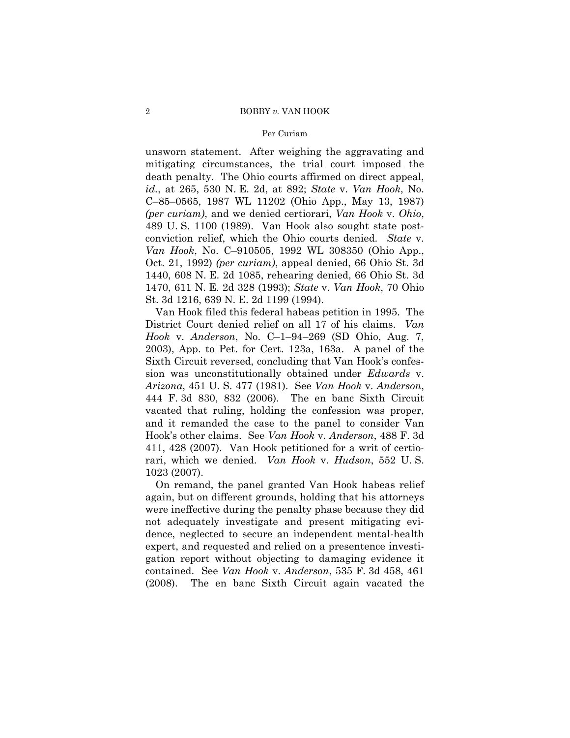unsworn statement. After weighing the aggravating and mitigating circumstances, the trial court imposed the death penalty. The Ohio courts affirmed on direct appeal, *id.*, at 265, 530 N. E. 2d, at 892; *State* v. *Van Hook*, No. C–85–0565, 1987 WL 11202 (Ohio App., May 13, 1987) *(per curiam)*, and we denied certiorari, *Van Hook* v. *Ohio*, 489 U. S. 1100 (1989). Van Hook also sought state postconviction relief, which the Ohio courts denied. *State* v. *Van Hook*, No. C–910505, 1992 WL 308350 (Ohio App., Oct. 21, 1992) *(per curiam)*, appeal denied, 66 Ohio St. 3d 1440, 608 N. E. 2d 1085, rehearing denied, 66 Ohio St. 3d 1470, 611 N. E. 2d 328 (1993); *State* v. *Van Hook*, 70 Ohio St. 3d 1216, 639 N. E. 2d 1199 (1994).

Van Hook filed this federal habeas petition in 1995. The District Court denied relief on all 17 of his claims. *Van Hook* v. *Anderson*, No. C–1–94–269 (SD Ohio, Aug. 7, 2003), App. to Pet. for Cert. 123a, 163a. A panel of the Sixth Circuit reversed, concluding that Van Hook's confession was unconstitutionally obtained under *Edwards* v. *Arizona*, 451 U. S. 477 (1981). See *Van Hook* v. *Anderson*, 444 F. 3d 830, 832 (2006). The en banc Sixth Circuit vacated that ruling, holding the confession was proper, and it remanded the case to the panel to consider Van Hook's other claims. See *Van Hook* v. *Anderson*, 488 F. 3d 411, 428 (2007). Van Hook petitioned for a writ of certiorari, which we denied. *Van Hook* v. *Hudson*, 552 U. S. 1023 (2007).

On remand, the panel granted Van Hook habeas relief again, but on different grounds, holding that his attorneys were ineffective during the penalty phase because they did not adequately investigate and present mitigating evidence, neglected to secure an independent mental-health expert, and requested and relied on a presentence investigation report without objecting to damaging evidence it contained. See *Van Hook* v. *Anderson*, 535 F. 3d 458, 461 (2008). The en banc Sixth Circuit again vacated the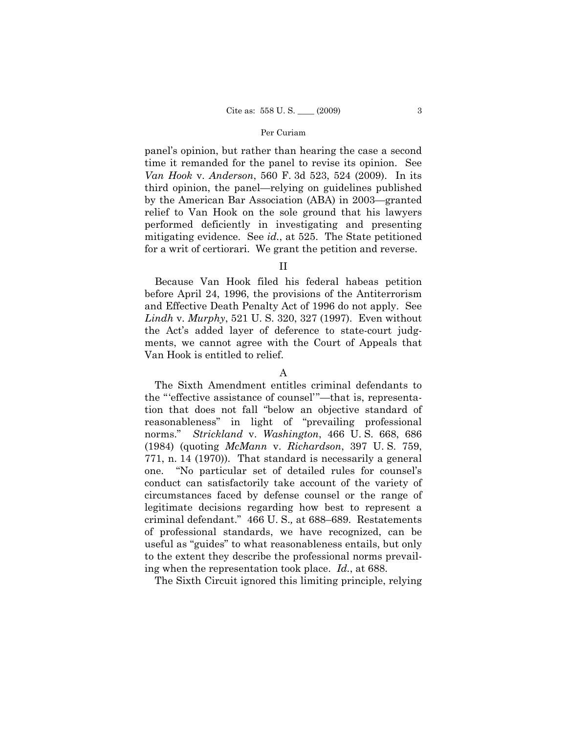panel's opinion, but rather than hearing the case a second time it remanded for the panel to revise its opinion. See *Van Hook* v. *Anderson*, 560 F. 3d 523, 524 (2009). In its third opinion, the panel—relying on guidelines published by the American Bar Association (ABA) in 2003—granted relief to Van Hook on the sole ground that his lawyers performed deficiently in investigating and presenting mitigating evidence. See *id.*, at 525. The State petitioned for a writ of certiorari. We grant the petition and reverse.

## II

Because Van Hook filed his federal habeas petition before April 24, 1996, the provisions of the Antiterrorism and Effective Death Penalty Act of 1996 do not apply. See *Lindh* v. *Murphy*, 521 U. S. 320, 327 (1997). Even without the Act's added layer of deference to state-court judgments, we cannot agree with the Court of Appeals that Van Hook is entitled to relief.

### A

The Sixth Amendment entitles criminal defendants to the "'effective assistance of counsel'"—that is, representation that does not fall "below an objective standard of reasonableness" in light of "prevailing professional norms." *Strickland* v. *Washington*, 466 U. S. 668, 686 (1984) (quoting *McMann* v. *Richardson*, 397 U. S. 759, 771, n. 14 (1970)). That standard is necessarily a general one. "No particular set of detailed rules for counsel's conduct can satisfactorily take account of the variety of circumstances faced by defense counsel or the range of legitimate decisions regarding how best to represent a criminal defendant." 466 U. S.*,* at 688–689. Restatements of professional standards, we have recognized, can be useful as "guides" to what reasonableness entails, but only to the extent they describe the professional norms prevailing when the representation took place. *Id.*, at 688.

The Sixth Circuit ignored this limiting principle, relying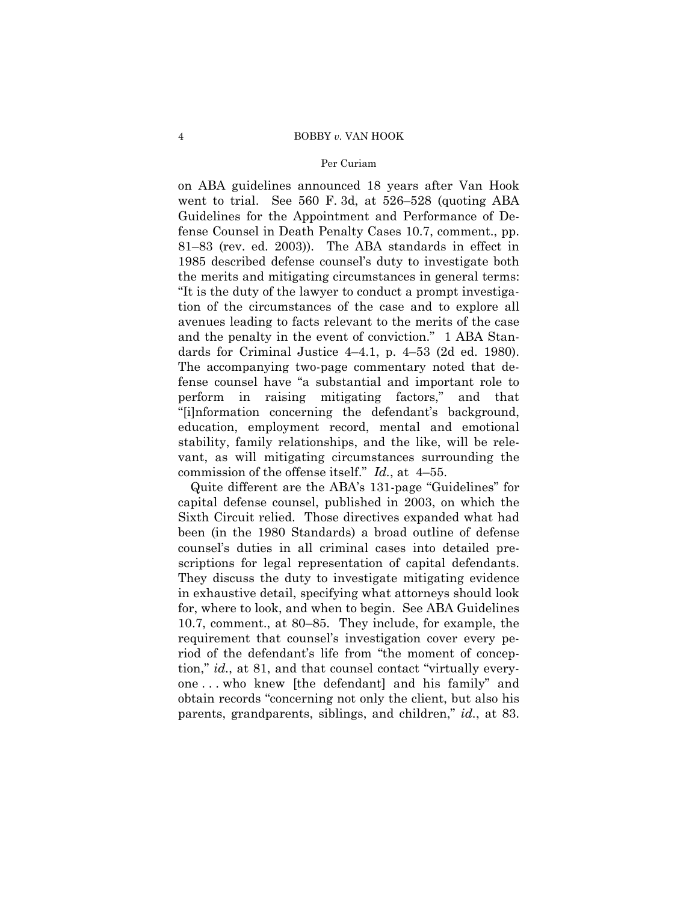on ABA guidelines announced 18 years after Van Hook went to trial. See 560 F. 3d, at 526–528 (quoting ABA Guidelines for the Appointment and Performance of Defense Counsel in Death Penalty Cases 10.7, comment., pp. 81–83 (rev. ed. 2003)). The ABA standards in effect in 1985 described defense counsel's duty to investigate both the merits and mitigating circumstances in general terms: "It is the duty of the lawyer to conduct a prompt investigation of the circumstances of the case and to explore all avenues leading to facts relevant to the merits of the case and the penalty in the event of conviction." 1 ABA Standards for Criminal Justice 4–4.1, p. 4–53 (2d ed. 1980). The accompanying two-page commentary noted that defense counsel have "a substantial and important role to perform in raising mitigating factors," and that "[i]nformation concerning the defendant's background, education, employment record, mental and emotional stability, family relationships, and the like, will be relevant, as will mitigating circumstances surrounding the commission of the offense itself." *Id.*, at 4–55.

Quite different are the ABA's 131-page "Guidelines" for capital defense counsel, published in 2003, on which the Sixth Circuit relied. Those directives expanded what had been (in the 1980 Standards) a broad outline of defense counsel's duties in all criminal cases into detailed prescriptions for legal representation of capital defendants. They discuss the duty to investigate mitigating evidence in exhaustive detail, specifying what attorneys should look for, where to look, and when to begin. See ABA Guidelines 10.7, comment., at 80–85. They include, for example, the requirement that counsel's investigation cover every period of the defendant's life from "the moment of conception," *id.*, at 81, and that counsel contact "virtually everyone . . . who knew [the defendant] and his family" and obtain records "concerning not only the client, but also his parents, grandparents, siblings, and children," *id.*, at 83.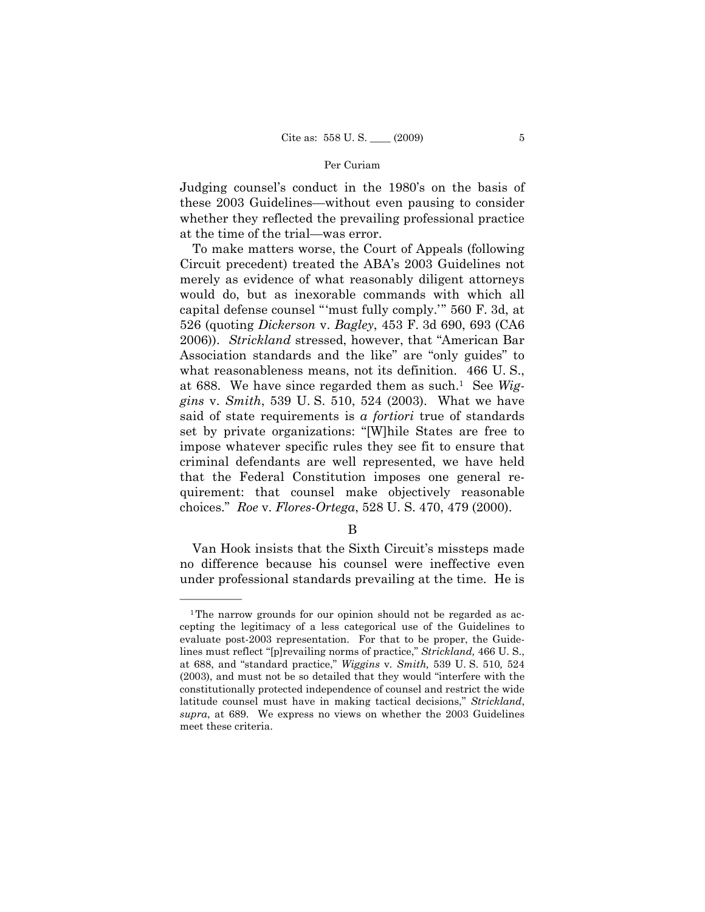Judging counsel's conduct in the 1980's on the basis of these 2003 Guidelines—without even pausing to consider whether they reflected the prevailing professional practice at the time of the trial—was error.

To make matters worse, the Court of Appeals (following Circuit precedent) treated the ABA's 2003 Guidelines not merely as evidence of what reasonably diligent attorneys would do, but as inexorable commands with which all capital defense counsel "'must fully comply.'" 560 F. 3d, at 526 (quoting *Dickerson* v. *Bagley*, 453 F. 3d 690, 693 (CA6 2006)). *Strickland* stressed, however, that "American Bar Association standards and the like" are "only guides" to what reasonableness means, not its definition. 466 U. S., at 688. We have since regarded them as such.[1] See *Wiggins* v. *Smith*, 539 U. S. 510, 524 (2003). What we have said of state requirements is *a fortiori* true of standards set by private organizations: "[W]hile States are free to impose whatever specific rules they see fit to ensure that criminal defendants are well represented, we have held that the Federal Constitution imposes one general requirement: that counsel make objectively reasonable choices." *Roe* v. *Flores-Ortega*, 528 U. S. 470, 479 (2000).

B

Van Hook insists that the Sixth Circuit's missteps made no difference because his counsel were ineffective even under professional standards prevailing at the time. He is

---

[1] The narrow grounds for our opinion should not be regarded as accepting the legitimacy of a less categorical use of the Guidelines to evaluate post-2003 representation. For that to be proper, the Guidelines must reflect "[p]revailing norms of practice," *Strickland,* 466 U. S., at 688, and "standard practice," *Wiggins* v. *Smith,* 539 U. S. 510, 524 (2003), and must not be so detailed that they would "interfere with the constitutionally protected independence of counsel and restrict the wide latitude counsel must have in making tactical decisions," *Strickland*, *supra*, at 689. We express no views on whether the 2003 Guidelines meet these criteria.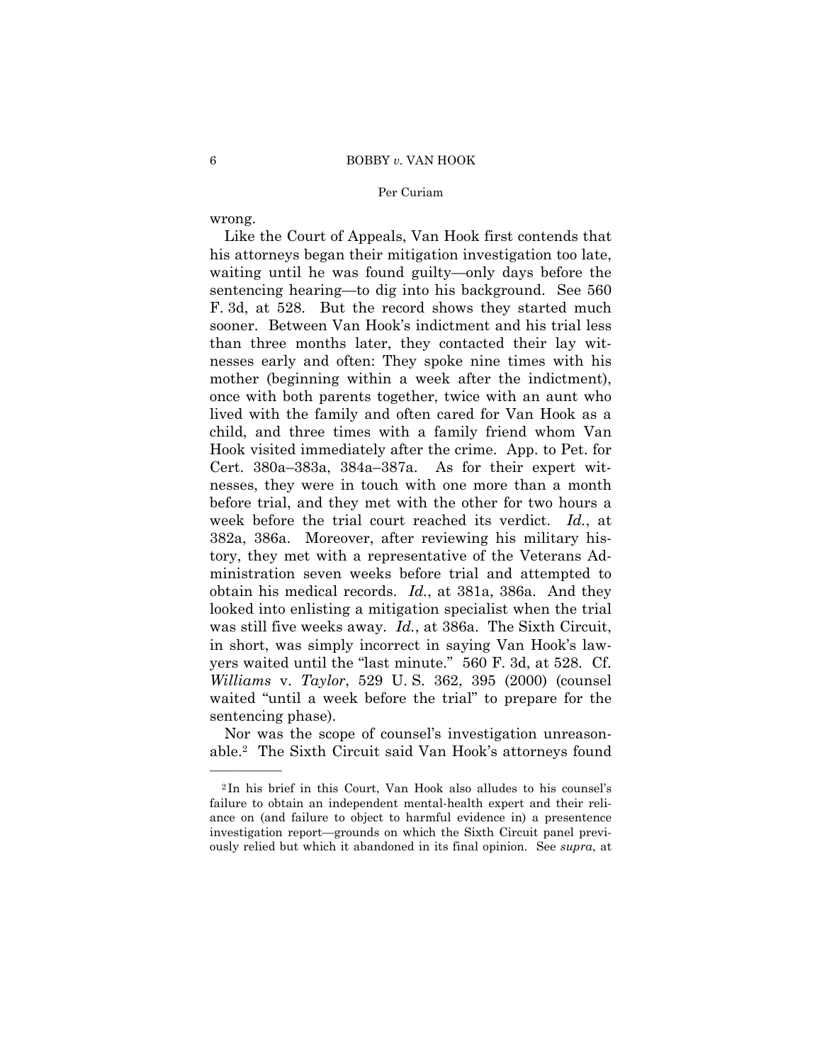wrong.

Like the Court of Appeals, Van Hook first contends that his attorneys began their mitigation investigation too late, waiting until he was found guilty—only days before the sentencing hearing—to dig into his background. See 560 F. 3d, at 528. But the record shows they started much sooner. Between Van Hook's indictment and his trial less than three months later, they contacted their lay witnesses early and often: They spoke nine times with his mother (beginning within a week after the indictment), once with both parents together, twice with an aunt who lived with the family and often cared for Van Hook as a child, and three times with a family friend whom Van Hook visited immediately after the crime. App. to Pet. for Cert. 380a–383a, 384a–387a. As for their expert witnesses, they were in touch with one more than a month before trial, and they met with the other for two hours a week before the trial court reached its verdict. *Id.*, at 382a, 386a. Moreover, after reviewing his military history, they met with a representative of the Veterans Administration seven weeks before trial and attempted to obtain his medical records. *Id.*, at 381a, 386a. And they looked into enlisting a mitigation specialist when the trial was still five weeks away. *Id.*, at 386a. The Sixth Circuit, in short, was simply incorrect in saying Van Hook's lawyers waited until the "last minute." 560 F. 3d, at 528. Cf. *Williams* v. *Taylor*, 529 U. S. 362, 395 (2000) (counsel waited "until a week before the trial" to prepare for the sentencing phase).

Nor was the scope of counsel's investigation unreasonable.[2] The Sixth Circuit said Van Hook's attorneys found

---

[2] In his brief in this Court, Van Hook also alludes to his counsel's failure to obtain an independent mental-health expert and their reliance on (and failure to object to harmful evidence in) a presentence investigation report—grounds on which the Sixth Circuit panel previously relied but which it abandoned in its final opinion. See *supra*, at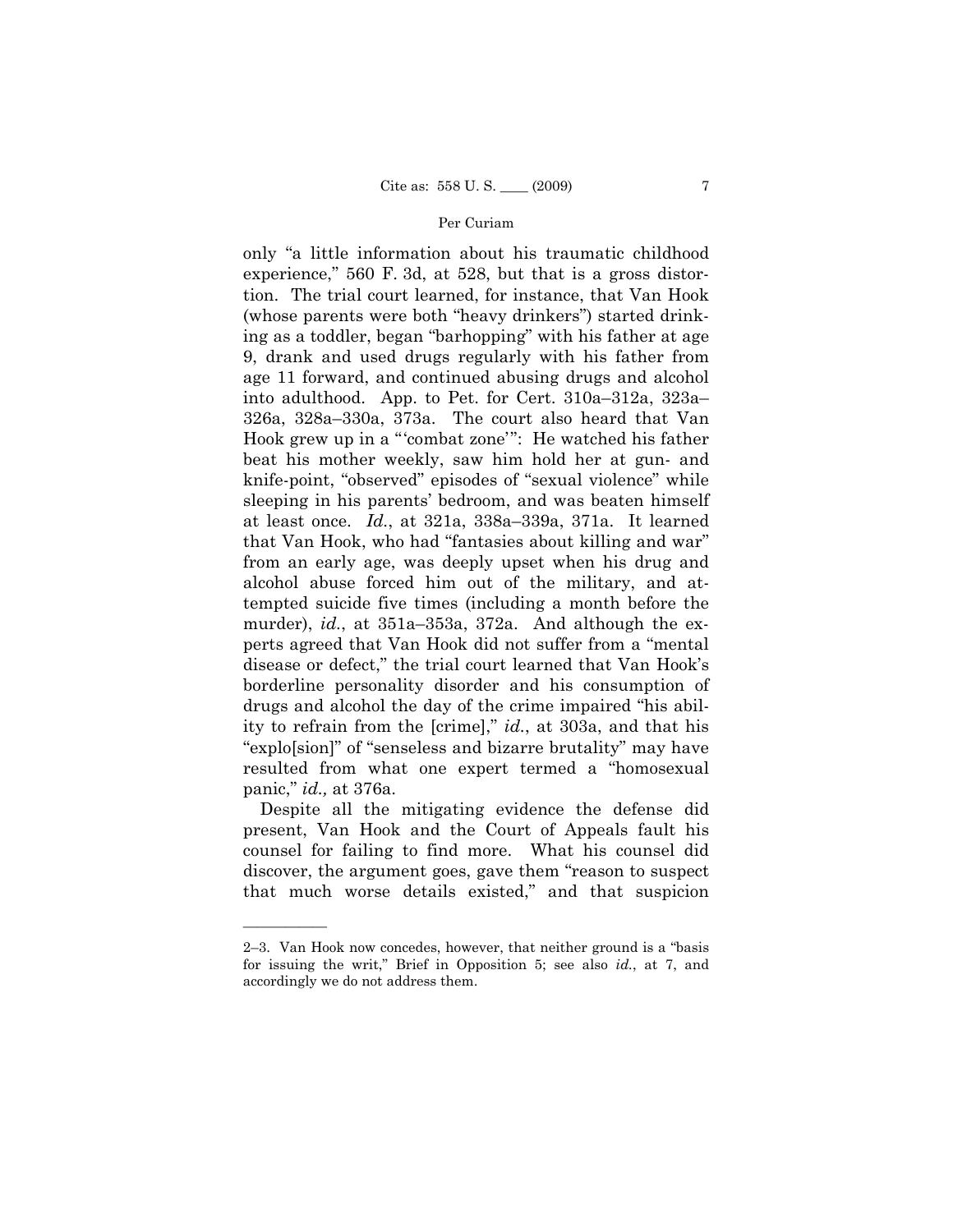only "a little information about his traumatic childhood experience," 560 F. 3d, at 528, but that is a gross distortion. The trial court learned, for instance, that Van Hook (whose parents were both "heavy drinkers") started drinking as a toddler, began "barhopping" with his father at age 9, drank and used drugs regularly with his father from age 11 forward, and continued abusing drugs and alcohol into adulthood. App. to Pet. for Cert. 310a–312a, 323a–326a, 328a–330a, 373a. The court also heard that Van Hook grew up in a "'combat zone'": He watched his father beat his mother weekly, saw him hold her at gun- and knife-point, "observed" episodes of "sexual violence" while sleeping in his parents' bedroom, and was beaten himself at least once. *Id.*, at 321a, 338a–339a, 371a. It learned that Van Hook, who had "fantasies about killing and war" from an early age, was deeply upset when his drug and alcohol abuse forced him out of the military, and attempted suicide five times (including a month before the murder), *id.*, at 351a–353a, 372a. And although the experts agreed that Van Hook did not suffer from a "mental disease or defect," the trial court learned that Van Hook's borderline personality disorder and his consumption of drugs and alcohol the day of the crime impaired "his ability to refrain from the [crime]," *id.*, at 303a, and that his "explo[sion]" of "senseless and bizarre brutality" may have resulted from what one expert termed a "homosexual panic," *id.,* at 376a.

Despite all the mitigating evidence the defense did present, Van Hook and the Court of Appeals fault his counsel for failing to find more. What his counsel did discover, the argument goes, gave them "reason to suspect that much worse details existed," and that suspicion

---

2–3. Van Hook now concedes, however, that neither ground is a "basis for issuing the writ," Brief in Opposition 5; see also *id.*, at 7, and accordingly we do not address them.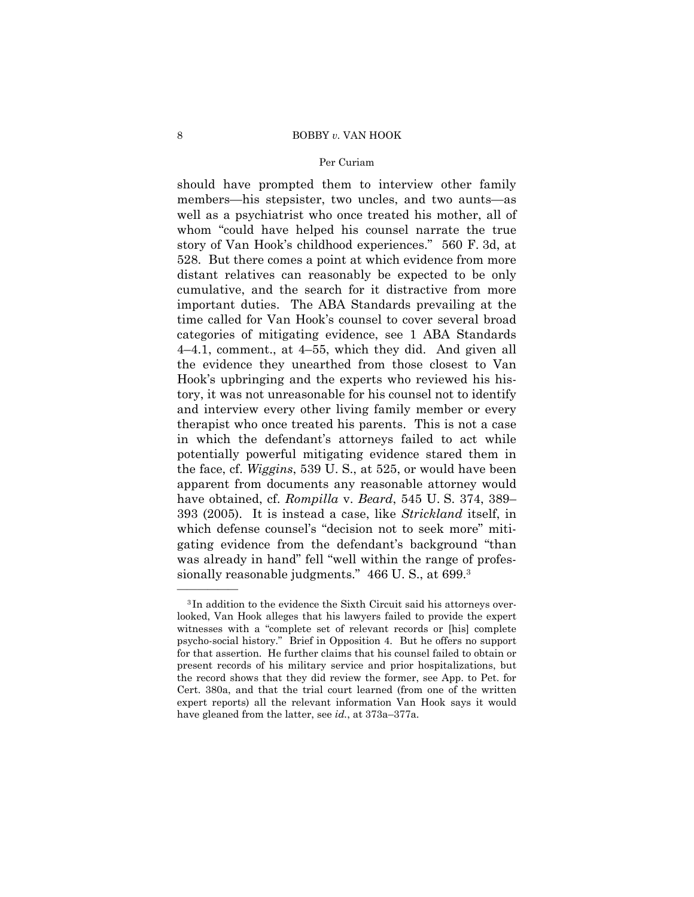should have prompted them to interview other family members—his stepsister, two uncles, and two aunts—as well as a psychiatrist who once treated his mother, all of whom "could have helped his counsel narrate the true story of Van Hook's childhood experiences." 560 F. 3d, at 528. But there comes a point at which evidence from more distant relatives can reasonably be expected to be only cumulative, and the search for it distractive from more important duties. The ABA Standards prevailing at the time called for Van Hook's counsel to cover several broad categories of mitigating evidence, see 1 ABA Standards 4–4.1, comment., at 4–55, which they did. And given all the evidence they unearthed from those closest to Van Hook's upbringing and the experts who reviewed his history, it was not unreasonable for his counsel not to identify and interview every other living family member or every therapist who once treated his parents. This is not a case in which the defendant's attorneys failed to act while potentially powerful mitigating evidence stared them in the face, cf. *Wiggins*, 539 U. S., at 525, or would have been apparent from documents any reasonable attorney would have obtained, cf. *Rompilla* v. *Beard*, 545 U. S. 374, 389–393 (2005). It is instead a case, like *Strickland* itself, in which defense counsel's "decision not to seek more" mitigating evidence from the defendant's background "than was already in hand" fell "well within the range of professionally reasonable judgments." 466 U. S., at 699.[3]

---

[3] In addition to the evidence the Sixth Circuit said his attorneys overlooked, Van Hook alleges that his lawyers failed to provide the expert witnesses with a "complete set of relevant records or [his] complete psycho-social history." Brief in Opposition 4. But he offers no support for that assertion. He further claims that his counsel failed to obtain or present records of his military service and prior hospitalizations, but the record shows that they did review the former, see App. to Pet. for Cert. 380a, and that the trial court learned (from one of the written expert reports) all the relevant information Van Hook says it would have gleaned from the latter, see *id.*, at 373a–377a.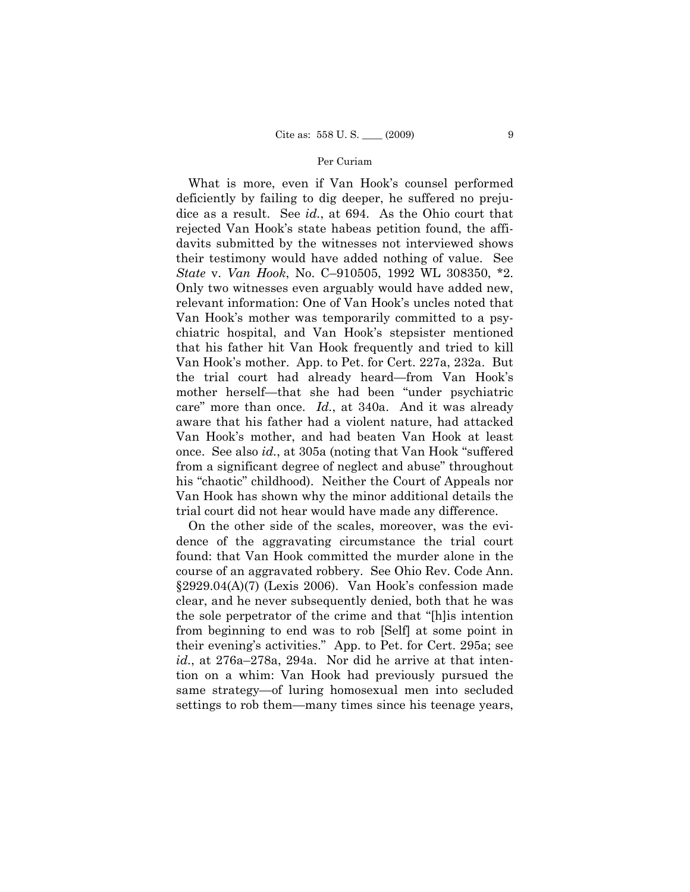What is more, even if Van Hook's counsel performed deficiently by failing to dig deeper, he suffered no prejudice as a result. See *id.*, at 694. As the Ohio court that rejected Van Hook's state habeas petition found, the affidavits submitted by the witnesses not interviewed shows their testimony would have added nothing of value. See *State* v. *Van Hook*, No. C–910505, 1992 WL 308350, *2. Only two witnesses even arguably would have added new, relevant information: One of Van Hook's uncles noted that Van Hook's mother was temporarily committed to a psychiatric hospital, and Van Hook's stepsister mentioned that his father hit Van Hook frequently and tried to kill Van Hook's mother. App. to Pet. for Cert. 227a, 232a. But the trial court had already heard—from Van Hook's mother herself—that she had been "under psychiatric care" more than once. *Id.*, at 340a. And it was already aware that his father had a violent nature, had attacked Van Hook's mother, and had beaten Van Hook at least once. See also *id.*, at 305a (noting that Van Hook "suffered from a significant degree of neglect and abuse" throughout his "chaotic" childhood). Neither the Court of Appeals nor Van Hook has shown why the minor additional details the trial court did not hear would have made any difference.

On the other side of the scales, moreover, was the evidence of the aggravating circumstance the trial court found: that Van Hook committed the murder alone in the course of an aggravated robbery. See Ohio Rev. Code Ann. §2929.04(A)(7) (Lexis 2006). Van Hook's confession made clear, and he never subsequently denied, both that he was the sole perpetrator of the crime and that "[h]is intention from beginning to end was to rob [Self] at some point in their evening's activities." App. to Pet. for Cert. 295a; see *id.*, at 276a–278a, 294a. Nor did he arrive at that intention on a whim: Van Hook had previously pursued the same strategy—of luring homosexual men into secluded settings to rob them—many times since his teenage years,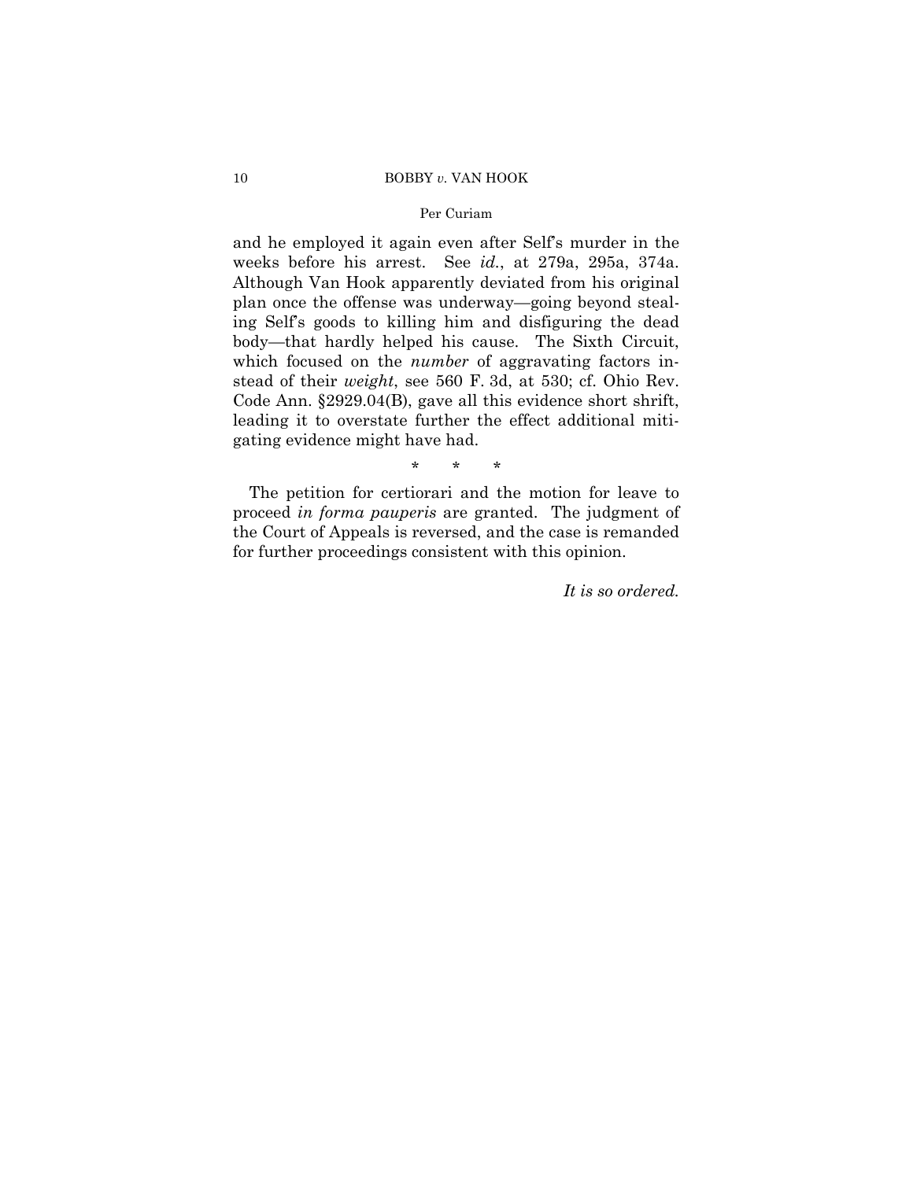and he employed it again even after Self's murder in the weeks before his arrest. See *id.*, at 279a, 295a, 374a. Although Van Hook apparently deviated from his original plan once the offense was underway—going beyond stealing Self's goods to killing him and disfiguring the dead body—that hardly helped his cause. The Sixth Circuit, which focused on the *number* of aggravating factors instead of their *weight*, see 560 F. 3d, at 530; cf. Ohio Rev. Code Ann. §2929.04(B), gave all this evidence short shrift, leading it to overstate further the effect additional mitigating evidence might have had.

\* \* \*

The petition for certiorari and the motion for leave to proceed *in forma pauperis* are granted. The judgment of the Court of Appeals is reversed, and the case is remanded for further proceedings consistent with this opinion.

*It is so ordered.*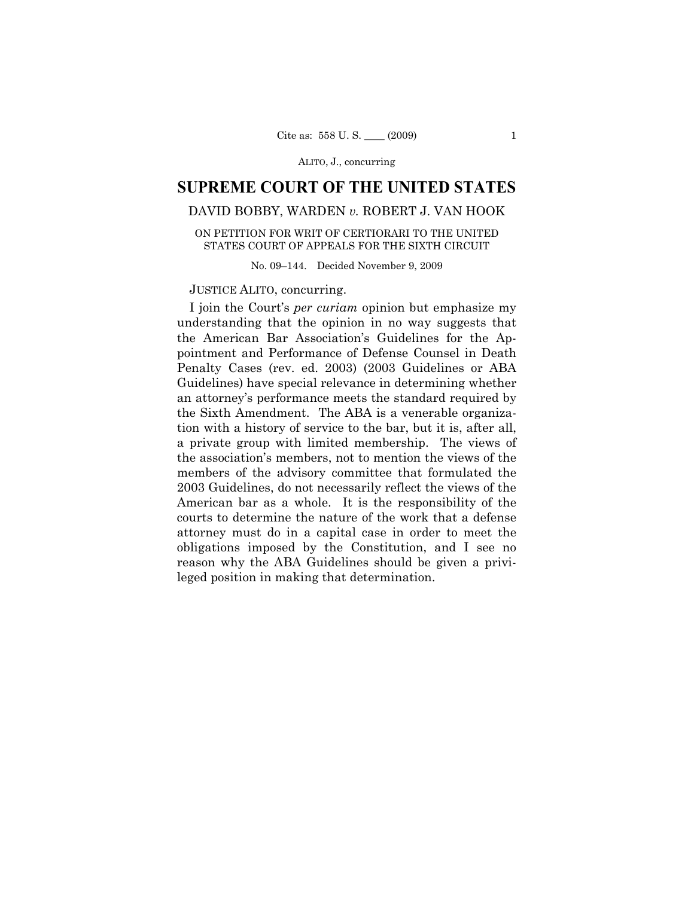# SUPREME COURT OF THE UNITED STATES

## DAVID BOBBY, WARDEN *v.* ROBERT J. VAN HOOK

ON PETITION FOR WRIT OF CERTIORARI TO THE UNITED STATES COURT OF APPEALS FOR THE SIXTH CIRCUIT

No. 09–144. Decided November 9, 2009

JUSTICE ALITO, concurring.

I join the Court's *per curiam* opinion but emphasize my understanding that the opinion in no way suggests that the American Bar Association's Guidelines for the Appointment and Performance of Defense Counsel in Death Penalty Cases (rev. ed. 2003) (2003 Guidelines or ABA Guidelines) have special relevance in determining whether an attorney's performance meets the standard required by the Sixth Amendment. The ABA is a venerable organization with a history of service to the bar, but it is, after all, a private group with limited membership. The views of the association's members, not to mention the views of the members of the advisory committee that formulated the 2003 Guidelines, do not necessarily reflect the views of the American bar as a whole. It is the responsibility of the courts to determine the nature of the work that a defense attorney must do in a capital case in order to meet the obligations imposed by the Constitution, and I see no reason why the ABA Guidelines should be given a privileged position in making that determination.